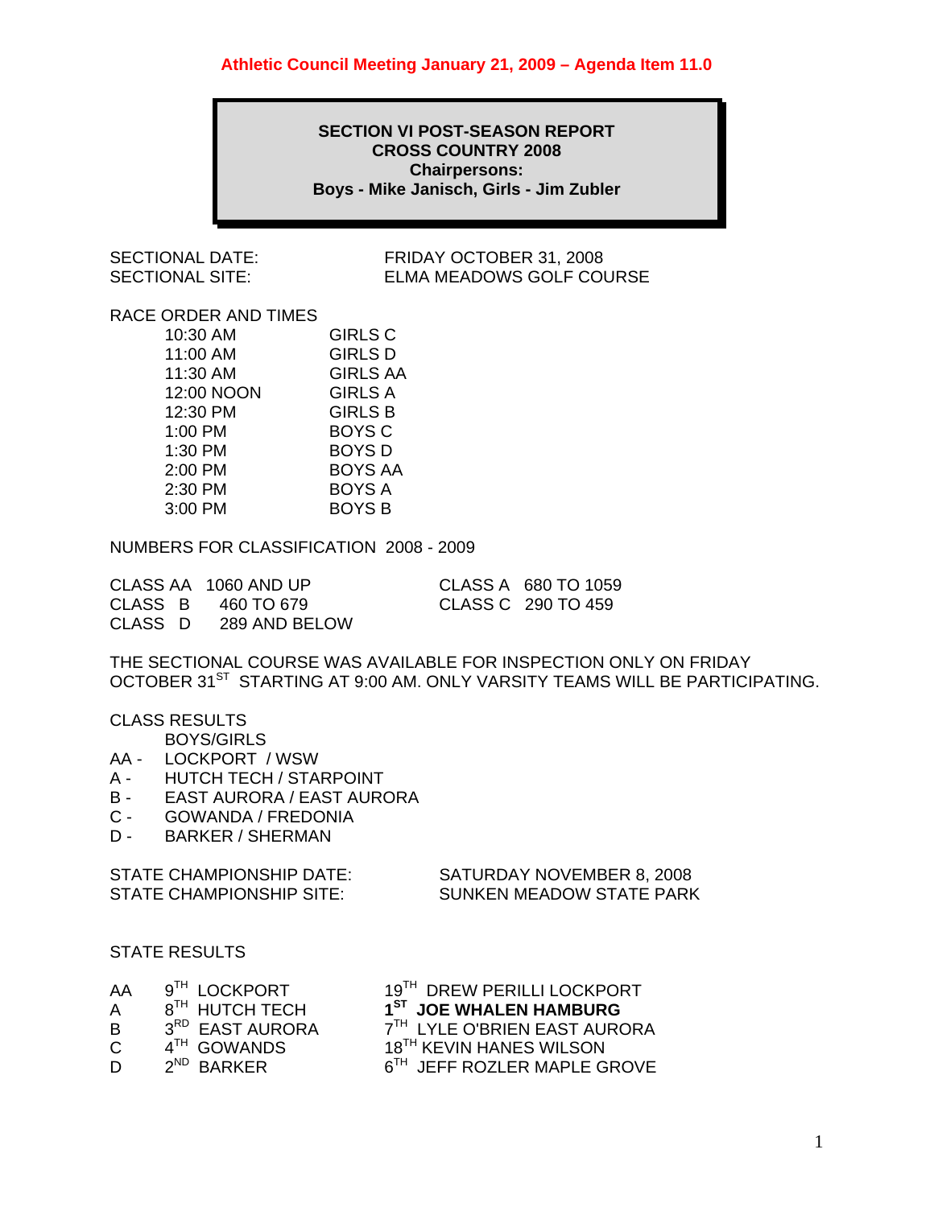**Athletic Council Meeting January 21, 2009 – Agenda Item 11.0**

# SECTION VI POST-SEASON REPORT
## CROSS COUNTRY 2008
**Chairpersons:**
**Boys - Mike Janisch, Girls - Jim Zubler**

SECTIONAL DATE: FRIDAY OCTOBER 31, 2008
SECTIONAL SITE: ELMA MEADOWS GOLF COURSE

RACE ORDER AND TIMES

| Time | Race |
|---|---|
| 10:30 AM | GIRLS C |
| 11:00 AM | GIRLS D |
| 11:30 AM | GIRLS AA |
| 12:00 NOON | GIRLS A |
| 12:30 PM | GIRLS B |
| 1:00 PM | BOYS C |
| 1:30 PM | BOYS D |
| 2:00 PM | BOYS AA |
| 2:30 PM | BOYS A |
| 3:00 PM | BOYS B |

NUMBERS FOR CLASSIFICATION 2008 - 2009

CLASS AA 1060 AND UP
CLASS A 680 TO 1059
CLASS B 460 TO 679
CLASS C 290 TO 459
CLASS D 289 AND BELOW

THE SECTIONAL COURSE WAS AVAILABLE FOR INSPECTION ONLY ON FRIDAY OCTOBER 31ST STARTING AT 9:00 AM. ONLY VARSITY TEAMS WILL BE PARTICIPATING.

CLASS RESULTS

| Class | BOYS/GIRLS |
|---|---|
| AA - | LOCKPORT / WSW |
| A - | HUTCH TECH / STARPOINT |
| B - | EAST AURORA / EAST AURORA |
| C - | GOWANDA / FREDONIA |
| D - | BARKER / SHERMAN |

STATE CHAMPIONSHIP DATE: SATURDAY NOVEMBER 8, 2008
STATE CHAMPIONSHIP SITE: SUNKEN MEADOW STATE PARK

STATE RESULTS

| Class | Team | Individual |
|---|---|---|
| AA | 9TH LOCKPORT | 19TH DREW PERILLI LOCKPORT |
| A | 8TH HUTCH TECH | **1ST JOE WHALEN HAMBURG** |
| B | 3RD EAST AURORA | 7TH LYLE O'BRIEN EAST AURORA |
| C | 4TH GOWANDS | 18TH KEVIN HANES WILSON |
| D | 2ND BARKER | 6TH JEFF ROZLER MAPLE GROVE |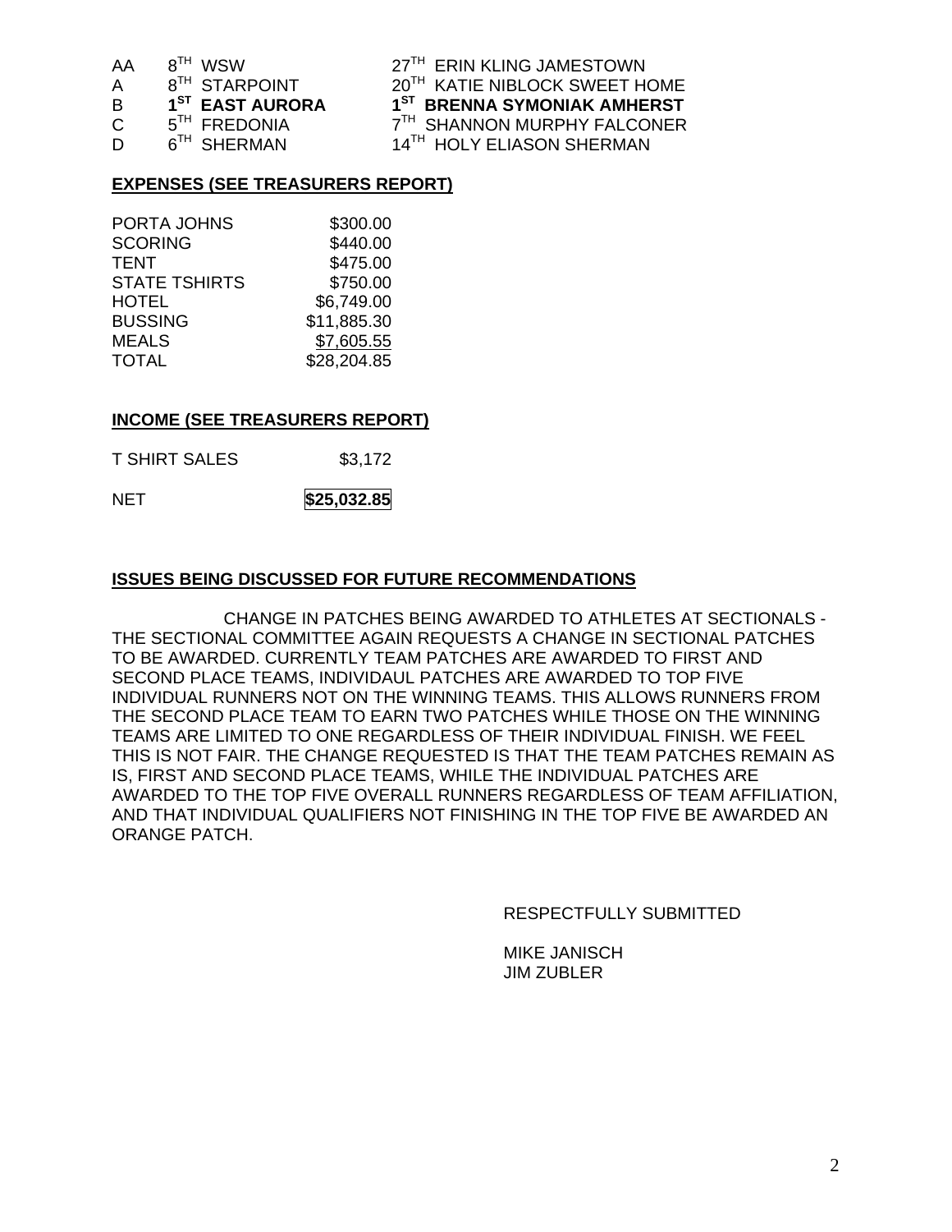| | | |
|---|---|---|
| AA | 8TH WSW | 27TH ERIN KLING JAMESTOWN |
| A | 8TH STARPOINT | 20TH KATIE NIBLOCK SWEET HOME |
| B | **1ST EAST AURORA** | **1ST BRENNA SYMONIAK AMHERST** |
| C | 5TH FREDONIA | 7TH SHANNON MURPHY FALCONER |
| D | 6TH SHERMAN | 14TH HOLY ELIASON SHERMAN |

**EXPENSES (SEE TREASURERS REPORT)**

| | |
|---|---|
| PORTA JOHNS | $300.00 |
| SCORING | $440.00 |
| TENT | $475.00 |
| STATE TSHIRTS | $750.00 |
| HOTEL | $6,749.00 |
| BUSSING | $11,885.30 |
| MEALS | $7,605.55 |
| TOTAL | $28,204.85 |

**INCOME (SEE TREASURERS REPORT)**

| | |
|---|---|
| T SHIRT SALES | $3,172 |
| NET | **$25,032.85** |

**ISSUES BEING DISCUSSED FOR FUTURE RECOMMENDATIONS**

CHANGE IN PATCHES BEING AWARDED TO ATHLETES AT SECTIONALS - THE SECTIONAL COMMITTEE AGAIN REQUESTS A CHANGE IN SECTIONAL PATCHES TO BE AWARDED. CURRENTLY TEAM PATCHES ARE AWARDED TO FIRST AND SECOND PLACE TEAMS, INDIVIDAUL PATCHES ARE AWARDED TO TOP FIVE INDIVIDUAL RUNNERS NOT ON THE WINNING TEAMS. THIS ALLOWS RUNNERS FROM THE SECOND PLACE TEAM TO EARN TWO PATCHES WHILE THOSE ON THE WINNING TEAMS ARE LIMITED TO ONE REGARDLESS OF THEIR INDIVIDUAL FINISH. WE FEEL THIS IS NOT FAIR. THE CHANGE REQUESTED IS THAT THE TEAM PATCHES REMAIN AS IS, FIRST AND SECOND PLACE TEAMS, WHILE THE INDIVIDUAL PATCHES ARE AWARDED TO THE TOP FIVE OVERALL RUNNERS REGARDLESS OF TEAM AFFILIATION, AND THAT INDIVIDUAL QUALIFIERS NOT FINISHING IN THE TOP FIVE BE AWARDED AN ORANGE PATCH.

RESPECTFULLY SUBMITTED

MIKE JANISCH
JIM ZUBLER